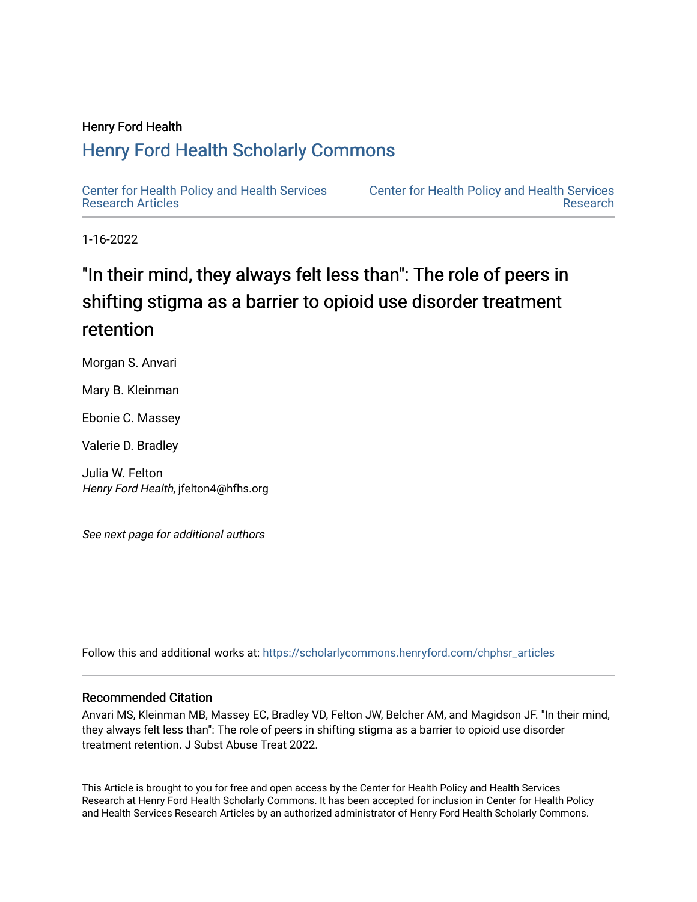Henry Ford Health

# Henry Ford Health Scholarly Commons

Center for Health Policy and Health Services Research Articles

Center for Health Policy and Health Services Research

1-16-2022

# "In their mind, they always felt less than": The role of peers in shifting stigma as a barrier to opioid use disorder treatment retention

Morgan S. Anvari

Mary B. Kleinman

Ebonie C. Massey

Valerie D. Bradley

Julia W. Felton
*Henry Ford Health*, jfelton4@hfhs.org

*See next page for additional authors*

Follow this and additional works at: https://scholarlycommons.henryford.com/chphsr_articles

## Recommended Citation

Anvari MS, Kleinman MB, Massey EC, Bradley VD, Felton JW, Belcher AM, and Magidson JF. "In their mind, they always felt less than": The role of peers in shifting stigma as a barrier to opioid use disorder treatment retention. J Subst Abuse Treat 2022.

This Article is brought to you for free and open access by the Center for Health Policy and Health Services Research at Henry Ford Health Scholarly Commons. It has been accepted for inclusion in Center for Health Policy and Health Services Research Articles by an authorized administrator of Henry Ford Health Scholarly Commons.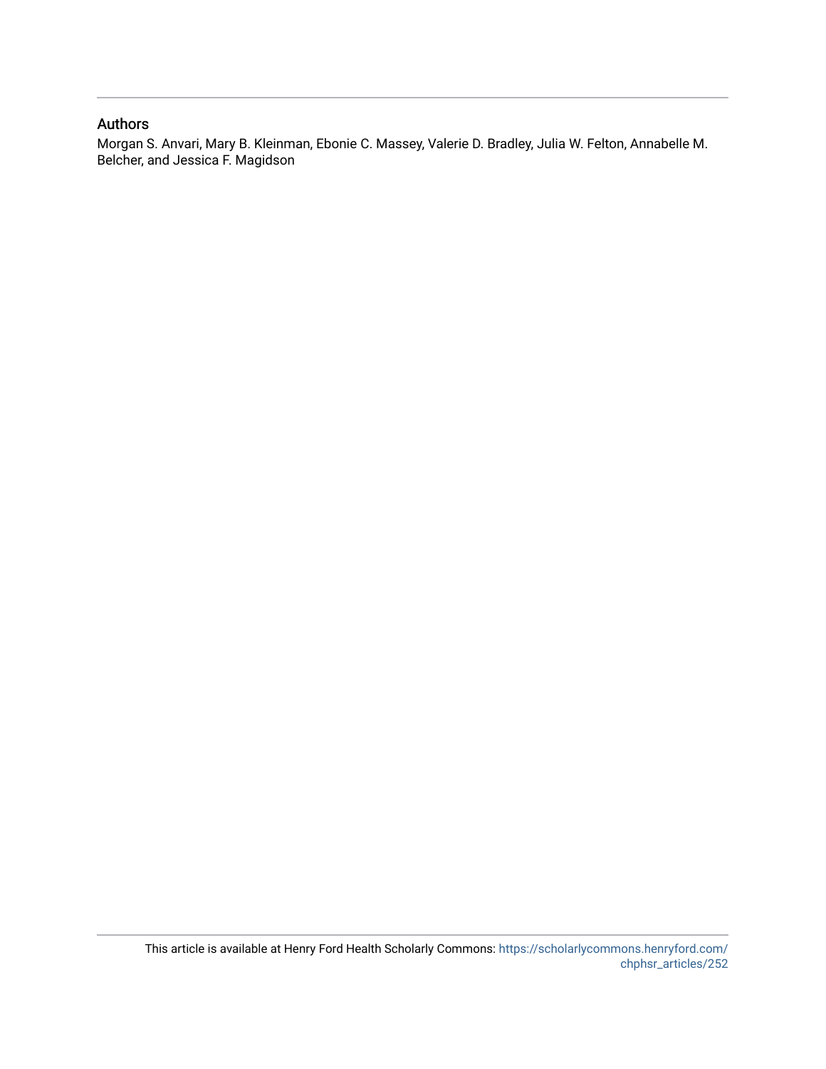## Authors

Morgan S. Anvari, Mary B. Kleinman, Ebonie C. Massey, Valerie D. Bradley, Julia W. Felton, Annabelle M. Belcher, and Jessica F. Magidson

This article is available at Henry Ford Health Scholarly Commons: https://scholarlycommons.henryford.com/chphsr_articles/252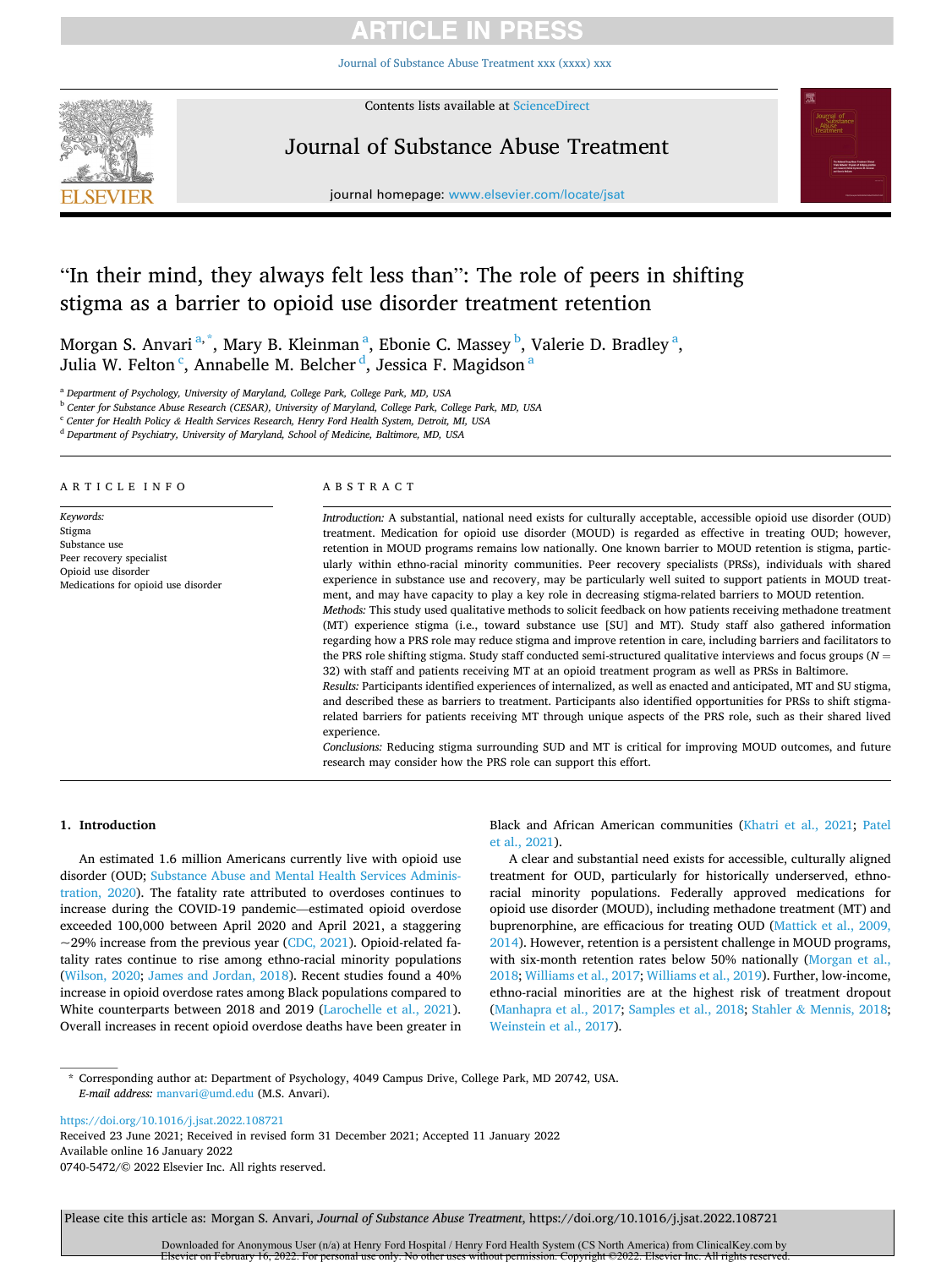# "In their mind, they always felt less than": The role of peers in shifting stigma as a barrier to opioid use disorder treatment retention

Morgan S. Anvari[a,*], Mary B. Kleinman[a], Ebonie C. Massey[b], Valerie D. Bradley[a], Julia W. Felton[c], Annabelle M. Belcher[d], Jessica F. Magidson[a]

[a] Department of Psychology, University of Maryland, College Park, College Park, MD, USA
[b] Center for Substance Abuse Research (CESAR), University of Maryland, College Park, College Park, MD, USA
[c] Center for Health Policy & Health Services Research, Henry Ford Health System, Detroit, MI, USA
[d] Department of Psychiatry, University of Maryland, School of Medicine, Baltimore, MD, USA

## ARTICLE INFO

*Keywords:*
Stigma
Substance use
Peer recovery specialist
Opioid use disorder
Medications for opioid use disorder

## ABSTRACT

*Introduction:* A substantial, national need exists for culturally acceptable, accessible opioid use disorder (OUD) treatment. Medication for opioid use disorder (MOUD) is regarded as effective in treating OUD; however, retention in MOUD programs remains low nationally. One known barrier to MOUD retention is stigma, particularly within ethno-racial minority communities. Peer recovery specialists (PRSs), individuals with shared experience in substance use and recovery, may be particularly well suited to support patients in MOUD treatment, and may have capacity to play a key role in decreasing stigma-related barriers to MOUD retention.

*Methods:* This study used qualitative methods to solicit feedback on how patients receiving methadone treatment (MT) experience stigma (i.e., toward substance use [SU] and MT). Study staff also gathered information regarding how a PRS role may reduce stigma and improve retention in care, including barriers and facilitators to the PRS role shifting stigma. Study staff conducted semi-structured qualitative interviews and focus groups ($N = 32$) with staff and patients receiving MT at an opioid treatment program as well as PRSs in Baltimore.

*Results:* Participants identified experiences of internalized, as well as enacted and anticipated, MT and SU stigma, and described these as barriers to treatment. Participants also identified opportunities for PRSs to shift stigma-related barriers for patients receiving MT through unique aspects of the PRS role, such as their shared lived experience.

*Conclusions:* Reducing stigma surrounding SUD and MT is critical for improving MOUD outcomes, and future research may consider how the PRS role can support this effort.

## 1. Introduction

An estimated 1.6 million Americans currently live with opioid use disorder (OUD; Substance Abuse and Mental Health Services Administration, 2020). The fatality rate attributed to overdoses continues to increase during the COVID-19 pandemic—estimated opioid overdose exceeded 100,000 between April 2020 and April 2021, a staggering ~29% increase from the previous year (CDC, 2021). Opioid-related fatality rates continue to rise among ethno-racial minority populations (Wilson, 2020; James and Jordan, 2018). Recent studies found a 40% increase in opioid overdose rates among Black populations compared to White counterparts between 2018 and 2019 (Larochelle et al., 2021). Overall increases in recent opioid overdose deaths have been greater in Black and African American communities (Khatri et al., 2021; Patel et al., 2021).

A clear and substantial need exists for accessible, culturally aligned treatment for OUD, particularly for historically underserved, ethno-racial minority populations. Federally approved medications for opioid use disorder (MOUD), including methadone treatment (MT) and buprenorphine, are efficacious for treating OUD (Mattick et al., 2009, 2014). However, retention is a persistent challenge in MOUD programs, with six-month retention rates below 50% nationally (Morgan et al., 2018; Williams et al., 2017; Williams et al., 2019). Further, low-income, ethno-racial minorities are at the highest risk of treatment dropout (Manhapra et al., 2017; Samples et al., 2018; Stahler & Mennis, 2018; Weinstein et al., 2017).

---

* Corresponding author at: Department of Psychology, 4049 Campus Drive, College Park, MD 20742, USA.
*E-mail address:* manvari@umd.edu (M.S. Anvari).

https://doi.org/10.1016/j.jsat.2022.108721
Received 23 June 2021; Received in revised form 31 December 2021; Accepted 11 January 2022
Available online 16 January 2022
0740-5472/© 2022 Elsevier Inc. All rights reserved.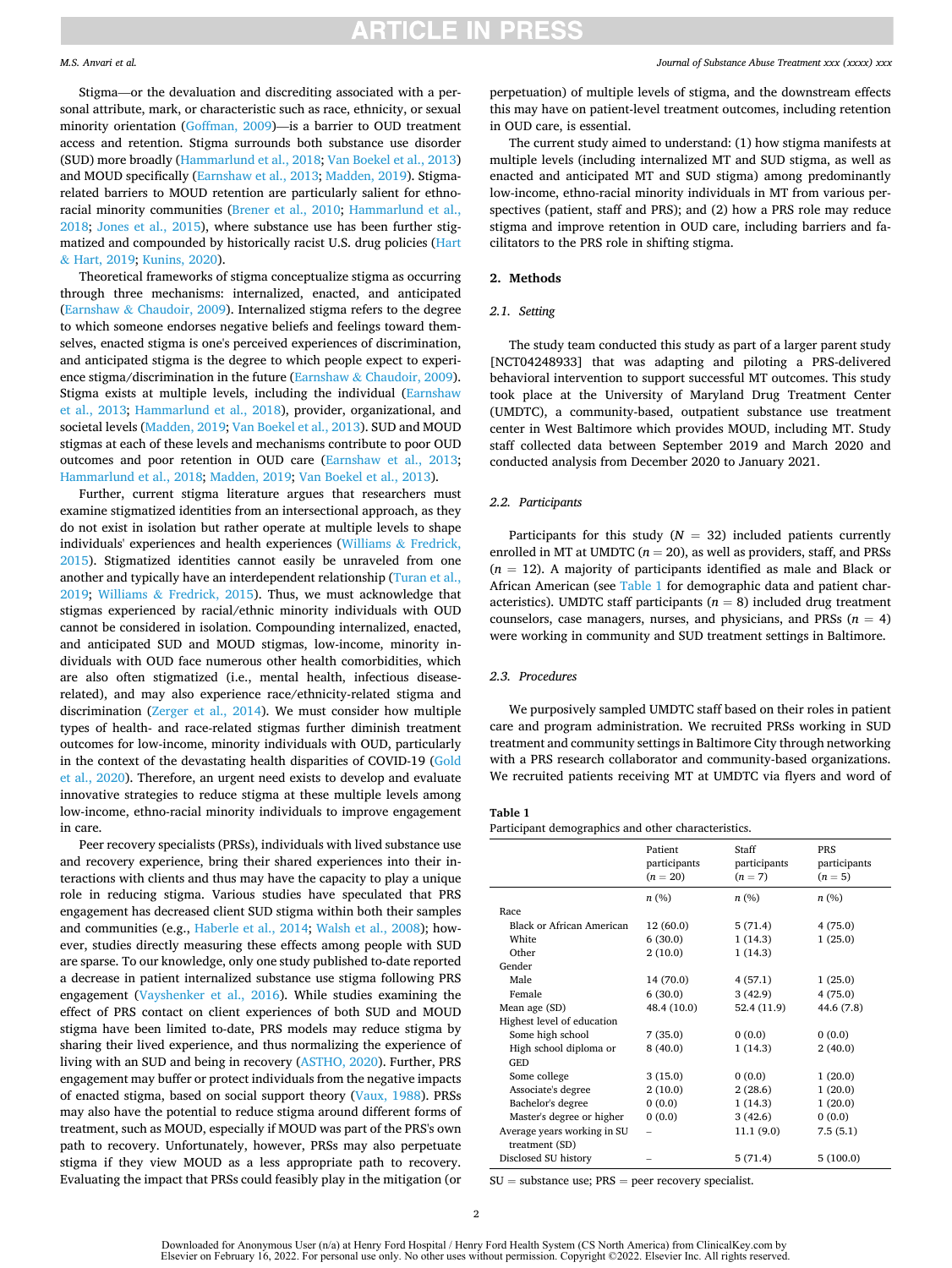Stigma—or the devaluation and discrediting associated with a personal attribute, mark, or characteristic such as race, ethnicity, or sexual minority orientation (Goffman, 2009)—is a barrier to OUD treatment access and retention. Stigma surrounds both substance use disorder (SUD) more broadly (Hammarlund et al., 2018; Van Boekel et al., 2013) and MOUD specifically (Earnshaw et al., 2013; Madden, 2019). Stigma-related barriers to MOUD retention are particularly salient for ethno-racial minority communities (Brener et al., 2010; Hammarlund et al., 2018; Jones et al., 2015), where substance use has been further stigmatized and compounded by historically racist U.S. drug policies (Hart & Hart, 2019; Kunins, 2020).

Theoretical frameworks of stigma conceptualize stigma as occurring through three mechanisms: internalized, enacted, and anticipated (Earnshaw & Chaudoir, 2009). Internalized stigma refers to the degree to which someone endorses negative beliefs and feelings toward themselves, enacted stigma is one's perceived experiences of discrimination, and anticipated stigma is the degree to which people expect to experience stigma/discrimination in the future (Earnshaw & Chaudoir, 2009). Stigma exists at multiple levels, including the individual (Earnshaw et al., 2013; Hammarlund et al., 2018), provider, organizational, and societal levels (Madden, 2019; Van Boekel et al., 2013). SUD and MOUD stigmas at each of these levels and mechanisms contribute to poor OUD outcomes and poor retention in OUD care (Earnshaw et al., 2013; Hammarlund et al., 2018; Madden, 2019; Van Boekel et al., 2013).

Further, current stigma literature argues that researchers must examine stigmatized identities from an intersectional approach, as they do not exist in isolation but rather operate at multiple levels to shape individuals' experiences and health experiences (Williams & Fredrick, 2015). Stigmatized identities cannot easily be unraveled from one another and typically have an interdependent relationship (Turan et al., 2019; Williams & Fredrick, 2015). Thus, we must acknowledge that stigmas experienced by racial/ethnic minority individuals with OUD cannot be considered in isolation. Compounding internalized, enacted, and anticipated SUD and MOUD stigmas, low-income, minority individuals with OUD face numerous other health comorbidities, which are also often stigmatized (i.e., mental health, infectious disease-related), and may also experience race/ethnicity-related stigma and discrimination (Zerger et al., 2014). We must consider how multiple types of health- and race-related stigmas further diminish treatment outcomes for low-income, minority individuals with OUD, particularly in the context of the devastating health disparities of COVID-19 (Gold et al., 2020). Therefore, an urgent need exists to develop and evaluate innovative strategies to reduce stigma at these multiple levels among low-income, ethno-racial minority individuals to improve engagement in care.

Peer recovery specialists (PRSs), individuals with lived substance use and recovery experience, bring their shared experiences into their interactions with clients and thus may have the capacity to play a unique role in reducing stigma. Various studies have speculated that PRS engagement has decreased client SUD stigma within both their samples and communities (e.g., Haberle et al., 2014; Walsh et al., 2008); however, studies directly measuring these effects among people with SUD are sparse. To our knowledge, only one study published to-date reported a decrease in patient internalized substance use stigma following PRS engagement (Vayshenker et al., 2016). While studies examining the effect of PRS contact on client experiences of both SUD and MOUD stigma have been limited to-date, PRS models may reduce stigma by sharing their lived experience, and thus normalizing the experience of living with an SUD and being in recovery (ASTHO, 2020). Further, PRS engagement may buffer or protect individuals from the negative impacts of enacted stigma, based on social support theory (Vaux, 1988). PRSs may also have the potential to reduce stigma around different forms of treatment, such as MOUD, especially if MOUD was part of the PRS's own path to recovery. Unfortunately, however, PRSs may also perpetuate stigma if they view MOUD as a less appropriate path to recovery. Evaluating the impact that PRSs could feasibly play in the mitigation (or perpetuation) of multiple levels of stigma, and the downstream effects this may have on patient-level treatment outcomes, including retention in OUD care, is essential.

The current study aimed to understand: (1) how stigma manifests at multiple levels (including internalized MT and SUD stigma, as well as enacted and anticipated MT and SUD stigma) among predominantly low-income, ethno-racial minority individuals in MT from various perspectives (patient, staff and PRS); and (2) how a PRS role may reduce stigma and improve retention in OUD care, including barriers and facilitators to the PRS role in shifting stigma.

## 2. Methods

### 2.1. Setting

The study team conducted this study as part of a larger parent study [NCT04248933] that was adapting and piloting a PRS-delivered behavioral intervention to support successful MT outcomes. This study took place at the University of Maryland Drug Treatment Center (UMDTC), a community-based, outpatient substance use treatment center in West Baltimore which provides MOUD, including MT. Study staff collected data between September 2019 and March 2020 and conducted analysis from December 2020 to January 2021.

### 2.2. Participants

Participants for this study ($N = 32$) included patients currently enrolled in MT at UMDTC ($n = 20$), as well as providers, staff, and PRSs ($n = 12$). A majority of participants identified as male and Black or African American (see Table 1 for demographic data and patient characteristics). UMDTC staff participants ($n = 8$) included drug treatment counselors, case managers, nurses, and physicians, and PRSs ($n = 4$) were working in community and SUD treatment settings in Baltimore.

### 2.3. Procedures

We purposively sampled UMDTC staff based on their roles in patient care and program administration. We recruited PRSs working in SUD treatment and community settings in Baltimore City through networking with a PRS research collaborator and community-based organizations. We recruited patients receiving MT at UMDTC via flyers and word of

**Table 1**
Participant demographics and other characteristics.

| | Patient participants ($n = 20$) | Staff participants ($n = 7$) | PRS participants ($n = 5$) |
|---|---|---|---|
| | n (%) | n (%) | n (%) |
| Race | | | |
| Black or African American | 12 (60.0) | 5 (71.4) | 4 (75.0) |
| White | 6 (30.0) | 1 (14.3) | 1 (25.0) |
| Other | 2 (10.0) | 1 (14.3) | |
| Gender | | | |
| Male | 14 (70.0) | 4 (57.1) | 1 (25.0) |
| Female | 6 (30.0) | 3 (42.9) | 4 (75.0) |
| Mean age (SD) | 48.4 (10.0) | 52.4 (11.9) | 44.6 (7.8) |
| Highest level of education | | | |
| Some high school | 7 (35.0) | 0 (0.0) | 0 (0.0) |
| High school diploma or GED | 8 (40.0) | 1 (14.3) | 2 (40.0) |
| Some college | 3 (15.0) | 0 (0.0) | 1 (20.0) |
| Associate's degree | 2 (10.0) | 2 (28.6) | 1 (20.0) |
| Bachelor's degree | 0 (0.0) | 1 (14.3) | 1 (20.0) |
| Master's degree or higher | 0 (0.0) | 3 (42.6) | 0 (0.0) |
| Average years working in SU treatment (SD) | – | 11.1 (9.0) | 7.5 (5.1) |
| Disclosed SU history | – | 5 (71.4) | 5 (100.0) |

SU = substance use; PRS = peer recovery specialist.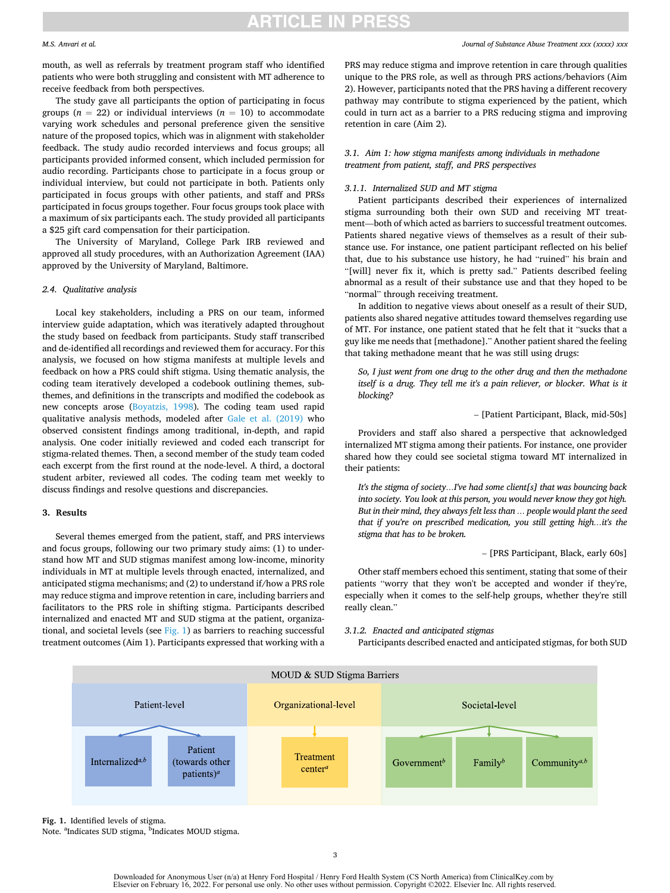mouth, as well as referrals by treatment program staff who identified patients who were both struggling and consistent with MT adherence to receive feedback from both perspectives.

The study gave all participants the option of participating in focus groups ($n$ = 22) or individual interviews ($n$ = 10) to accommodate varying work schedules and personal preference given the sensitive nature of the proposed topics, which was in alignment with stakeholder feedback. The study audio recorded interviews and focus groups; all participants provided informed consent, which included permission for audio recording. Participants chose to participate in a focus group or individual interview, but could not participate in both. Patients only participated in focus groups with other patients, and staff and PRSs participated in focus groups together. Four focus groups took place with a maximum of six participants each. The study provided all participants a $25 gift card compensation for their participation.

The University of Maryland, College Park IRB reviewed and approved all study procedures, with an Authorization Agreement (IAA) approved by the University of Maryland, Baltimore.

### 2.4. Qualitative analysis

Local key stakeholders, including a PRS on our team, informed interview guide adaptation, which was iteratively adapted throughout the study based on feedback from participants. Study staff transcribed and de-identified all recordings and reviewed them for accuracy. For this analysis, we focused on how stigma manifests at multiple levels and feedback on how a PRS could shift stigma. Using thematic analysis, the coding team iteratively developed a codebook outlining themes, subthemes, and definitions in the transcripts and modified the codebook as new concepts arose (Boyatzis, 1998). The coding team used rapid qualitative analysis methods, modeled after Gale et al. (2019) who observed consistent findings among traditional, in-depth, and rapid analysis. One coder initially reviewed and coded each transcript for stigma-related themes. Then, a second member of the study team coded each excerpt from the first round at the node-level. A third, a doctoral student arbiter, reviewed all codes. The coding team met weekly to discuss findings and resolve questions and discrepancies.

## 3. Results

Several themes emerged from the patient, staff, and PRS interviews and focus groups, following our two primary study aims: (1) to understand how MT and SUD stigmas manifest among low-income, minority individuals in MT at multiple levels through enacted, internalized, and anticipated stigma mechanisms; and (2) to understand if/how a PRS role may reduce stigma and improve retention in care, including barriers and facilitators to the PRS role in shifting stigma. Participants described internalized and enacted MT and SUD stigma at the patient, organizational, and societal levels (see Fig. 1) as barriers to reaching successful treatment outcomes (Aim 1). Participants expressed that working with a PRS may reduce stigma and improve retention in care through qualities unique to the PRS role, as well as through PRS actions/behaviors (Aim 2). However, participants noted that the PRS having a different recovery pathway may contribute to stigma experienced by the patient, which could in turn act as a barrier to a PRS reducing stigma and improving retention in care (Aim 2).

### 3.1. Aim 1: how stigma manifests among individuals in methadone treatment from patient, staff, and PRS perspectives

#### 3.1.1. Internalized SUD and MT stigma

Patient participants described their experiences of internalized stigma surrounding both their own SUD and receiving MT treatment—both of which acted as barriers to successful treatment outcomes. Patients shared negative views of themselves as a result of their substance use. For instance, one patient participant reflected on his belief that, due to his substance use history, he had "ruined" his brain and "[will] never fix it, which is pretty sad." Patients described feeling abnormal as a result of their substance use and that they hoped to be "normal" through receiving treatment.

In addition to negative views about oneself as a result of their SUD, patients also shared negative attitudes toward themselves regarding use of MT. For instance, one patient stated that he felt that it "sucks that a guy like me needs that [methadone]." Another patient shared the feeling that taking methadone meant that he was still using drugs:

> *So, I just went from one drug to the other drug and then the methadone itself is a drug. They tell me it's a pain reliever, or blocker. What is it blocking?*
>
> – [Patient Participant, Black, mid-50s]

Providers and staff also shared a perspective that acknowledged internalized MT stigma among their patients. For instance, one provider shared how they could see societal stigma toward MT internalized in their patients:

> *It's the stigma of society…I've had some client[s] that was bouncing back into society. You look at this person, you would never know they got high. But in their mind, they always felt less than … people would plant the seed that if you're on prescribed medication, you still getting high…it's the stigma that has to be broken.*
>
> – [PRS Participant, Black, early 60s]

Other staff members echoed this sentiment, stating that some of their patients "worry that they won't be accepted and wonder if they're, especially when it comes to the self-help groups, whether they're still really clean."

#### 3.1.2. Enacted and anticipated stigmas

Participants described enacted and anticipated stigmas, for both SUD

MOUD & SUD Stigma Barriers

| Patient-level | | Organizational-level | Societal-level | | |
|---|---|---|---|---|---|
| Internalized[a,b] | Patient (towards other patients)[a] | Treatment center[a] | Government[b] | Family[b] | Community[a,b] |

**Fig. 1.** Identified levels of stigma.
Note. [a]Indicates SUD stigma, [b]Indicates MOUD stigma.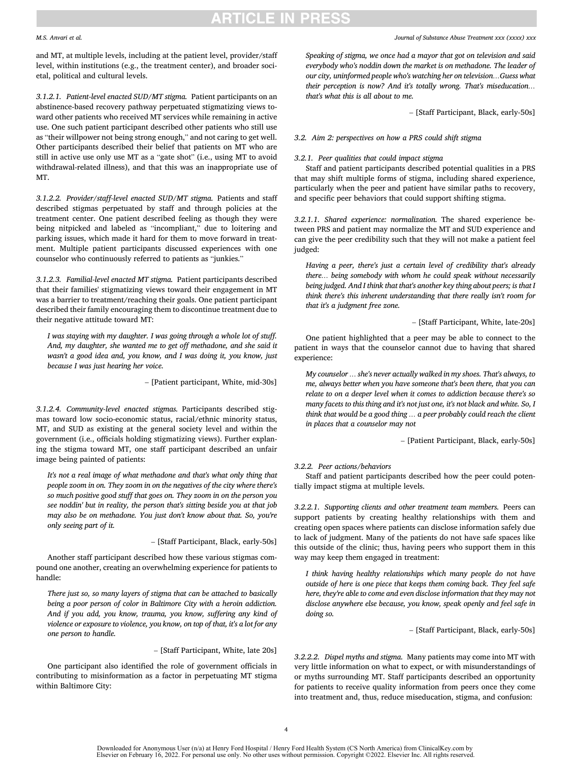and MT, at multiple levels, including at the patient level, provider/staff level, within institutions (e.g., the treatment center), and broader societal, political and cultural levels.

*3.1.2.1. Patient-level enacted SUD/MT stigma.* Patient participants on an abstinence-based recovery pathway perpetuated stigmatizing views toward other patients who received MT services while remaining in active use. One such patient participant described other patients who still use as "their willpower not being strong enough," and not caring to get well. Other participants described their belief that patients on MT who are still in active use only use MT as a "gate shot" (i.e., using MT to avoid withdrawal-related illness), and that this was an inappropriate use of MT.

*3.1.2.2. Provider/staff-level enacted SUD/MT stigma.* Patients and staff described stigmas perpetuated by staff and through policies at the treatment center. One patient described feeling as though they were being nitpicked and labeled as "incompliant," due to loitering and parking issues, which made it hard for them to move forward in treatment. Multiple patient participants discussed experiences with one counselor who continuously referred to patients as "junkies."

*3.1.2.3. Familial-level enacted MT stigma.* Patient participants described that their families' stigmatizing views toward their engagement in MT was a barrier to treatment/reaching their goals. One patient participant described their family encouraging them to discontinue treatment due to their negative attitude toward MT:

> *I was staying with my daughter. I was going through a whole lot of stuff. And, my daughter, she wanted me to get off methadone, and she said it wasn't a good idea and, you know, and I was doing it, you know, just because I was just hearing her voice.*
>
> – [Patient participant, White, mid-30s]

*3.1.2.4. Community-level enacted stigmas.* Participants described stigmas toward low socio-economic status, racial/ethnic minority status, MT, and SUD as existing at the general society level and within the government (i.e., officials holding stigmatizing views). Further explaning the stigma toward MT, one staff participant described an unfair image being painted of patients:

> *It's not a real image of what methadone and that's what only thing that people zoom in on. They zoom in on the negatives of the city where there's so much positive good stuff that goes on. They zoom in on the person you see noddin' but in reality, the person that's sitting beside you at that job may also be on methadone. You just don't know about that. So, you're only seeing part of it.*
>
> – [Staff Participant, Black, early-50s]

Another staff participant described how these various stigmas compound one another, creating an overwhelming experience for patients to handle:

> *There just so, so many layers of stigma that can be attached to basically being a poor person of color in Baltimore City with a heroin addiction. And if you add, you know, trauma, you know, suffering any kind of violence or exposure to violence, you know, on top of that, it's a lot for any one person to handle.*
>
> – [Staff Participant, White, late 20s]

One participant also identified the role of government officials in contributing to misinformation as a factor in perpetuating MT stigma within Baltimore City:

> *Speaking of stigma, we once had a mayor that got on television and said everybody who's noddin down the market is on methadone. The leader of our city, uninformed people who's watching her on television…Guess what their perception is now? And it's totally wrong. That's miseducation… that's what this is all about to me.*
>
> – [Staff Participant, Black, early-50s]

### 3.2. Aim 2: perspectives on how a PRS could shift stigma

#### 3.2.1. Peer qualities that could impact stigma

Staff and patient participants described potential qualities in a PRS that may shift multiple forms of stigma, including shared experience, particularly when the peer and patient have similar paths to recovery, and specific peer behaviors that could support shifting stigma.

*3.2.1.1. Shared experience: normalization.* The shared experience between PRS and patient may normalize the MT and SUD experience and can give the peer credibility such that they will not make a patient feel judged:

> *Having a peer, there's just a certain level of credibility that's already there… being somebody with whom he could speak without necessarily being judged. And I think that that's another key thing about peers; is that I think there's this inherent understanding that there really isn't room for that it's a judgment free zone.*
>
> – [Staff Participant, White, late-20s]

One patient highlighted that a peer may be able to connect to the patient in ways that the counselor cannot due to having that shared experience:

> *My counselor … she's never actually walked in my shoes. That's always, to me, always better when you have someone that's been there, that you can relate to on a deeper level when it comes to addiction because there's so many facets to this thing and it's not just one, it's not black and white. So, I think that would be a good thing … a peer probably could reach the client in places that a counselor may not*
>
> – [Patient Participant, Black, early-50s]

#### 3.2.2. Peer actions/behaviors

Staff and patient participants described how the peer could potentially impact stigma at multiple levels.

*3.2.2.1. Supporting clients and other treatment team members.* Peers can support patients by creating healthy relationships with them and creating open spaces where patients can disclose information safely due to lack of judgment. Many of the patients do not have safe spaces like this outside of the clinic; thus, having peers who support them in this way may keep them engaged in treatment:

> *I think having healthy relationships which many people do not have outside of here is one piece that keeps them coming back. They feel safe here, they're able to come and even disclose information that they may not disclose anywhere else because, you know, speak openly and feel safe in doing so.*
>
> – [Staff Participant, Black, early-50s]

*3.2.2.2. Dispel myths and stigma.* Many patients may come into MT with very little information on what to expect, or with misunderstandings of or myths surrounding MT. Staff participants described an opportunity for patients to receive quality information from peers once they come into treatment and, thus, reduce miseducation, stigma, and confusion: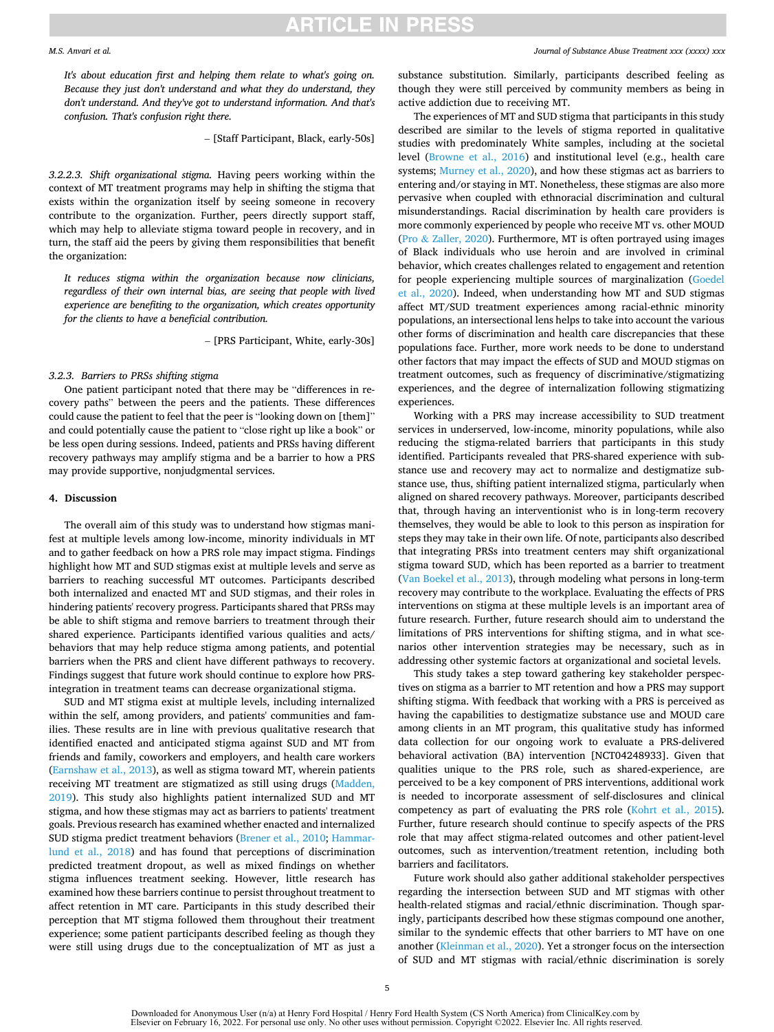*It's about education first and helping them relate to what's going on. Because they just don't understand and what they do understand, they don't understand. And they've got to understand information. And that's confusion. That's confusion right there.*

– [Staff Participant, Black, early-50s]

3.2.2.3. *Shift organizational stigma.* Having peers working within the context of MT treatment programs may help in shifting the stigma that exists within the organization itself by seeing someone in recovery contribute to the organization. Further, peers directly support staff, which may help to alleviate stigma toward people in recovery, and in turn, the staff aid the peers by giving them responsibilities that benefit the organization:

*It reduces stigma within the organization because now clinicians, regardless of their own internal bias, are seeing that people with lived experience are benefiting to the organization, which creates opportunity for the clients to have a beneficial contribution.*

– [PRS Participant, White, early-30s]

### 3.2.3. Barriers to PRSs shifting stigma

One patient participant noted that there may be "differences in recovery paths" between the peers and the patients. These differences could cause the patient to feel that the peer is "looking down on [them]" and could potentially cause the patient to "close right up like a book" or be less open during sessions. Indeed, patients and PRSs having different recovery pathways may amplify stigma and be a barrier to how a PRS may provide supportive, nonjudgmental services.

## 4. Discussion

The overall aim of this study was to understand how stigmas manifest at multiple levels among low-income, minority individuals in MT and to gather feedback on how a PRS role may impact stigma. Findings highlight how MT and SUD stigmas exist at multiple levels and serve as barriers to reaching successful MT outcomes. Participants described both internalized and enacted MT and SUD stigmas, and their roles in hindering patients' recovery progress. Participants shared that PRSs may be able to shift stigma and remove barriers to treatment through their shared experience. Participants identified various qualities and acts/behaviors that may help reduce stigma among patients, and potential barriers when the PRS and client have different pathways to recovery. Findings suggest that future work should continue to explore how PRS-integration in treatment teams can decrease organizational stigma.

SUD and MT stigma exist at multiple levels, including internalized within the self, among providers, and patients' communities and families. These results are in line with previous qualitative research that identified enacted and anticipated stigma against SUD and MT from friends and family, coworkers and employers, and health care workers (Earnshaw et al., 2013), as well as stigma toward MT, wherein patients receiving MT treatment are stigmatized as still using drugs (Madden, 2019). This study also highlights patient internalized SUD and MT stigma, and how these stigmas may act as barriers to patients' treatment goals. Previous research has examined whether enacted and internalized SUD stigma predict treatment behaviors (Brener et al., 2010; Hammarlund et al., 2018) and has found that perceptions of discrimination predicted treatment dropout, as well as mixed findings on whether stigma influences treatment seeking. However, little research has examined how these barriers continue to persist throughout treatment to affect retention in MT care. Participants in this study described their perception that MT stigma followed them throughout their treatment experience; some patient participants described feeling as though they were still using drugs due to the conceptualization of MT as just a substance substitution. Similarly, participants described feeling as though they were still perceived by community members as being in active addiction due to receiving MT.

The experiences of MT and SUD stigma that participants in this study described are similar to the levels of stigma reported in qualitative studies with predominately White samples, including at the societal level (Browne et al., 2016) and institutional level (e.g., health care systems; Murney et al., 2020), and how these stigmas act as barriers to entering and/or staying in MT. Nonetheless, these stigmas are also more pervasive when coupled with ethnoracial discrimination and cultural misunderstandings. Racial discrimination by health care providers is more commonly experienced by people who receive MT vs. other MOUD (Pro & Zaller, 2020). Furthermore, MT is often portrayed using images of Black individuals who use heroin and are involved in criminal behavior, which creates challenges related to engagement and retention for people experiencing multiple sources of marginalization (Goedel et al., 2020). Indeed, when understanding how MT and SUD stigmas affect MT/SUD treatment experiences among racial-ethnic minority populations, an intersectional lens helps to take into account the various other forms of discrimination and health care discrepancies that these populations face. Further, more work needs to be done to understand other factors that may impact the effects of SUD and MOUD stigmas on treatment outcomes, such as frequency of discriminative/stigmatizing experiences, and the degree of internalization following stigmatizing experiences.

Working with a PRS may increase accessibility to SUD treatment services in underserved, low-income, minority populations, while also reducing the stigma-related barriers that participants in this study identified. Participants revealed that PRS-shared experience with substance use and recovery may act to normalize and destigmatize substance use, thus, shifting patient internalized stigma, particularly when aligned on shared recovery pathways. Moreover, participants described that, through having an interventionist who is in long-term recovery themselves, they would be able to look to this person as inspiration for steps they may take in their own life. Of note, participants also described that integrating PRSs into treatment centers may shift organizational stigma toward SUD, which has been reported as a barrier to treatment (Van Boekel et al., 2013), through modeling what persons in long-term recovery may contribute to the workplace. Evaluating the effects of PRS interventions on stigma at these multiple levels is an important area of future research. Further, future research should aim to understand the limitations of PRS interventions for shifting stigma, and in what scenarios other intervention strategies may be necessary, such as in addressing other systemic factors at organizational and societal levels.

This study takes a step toward gathering key stakeholder perspectives on stigma as a barrier to MT retention and how a PRS may support shifting stigma. With feedback that working with a PRS is perceived as having the capabilities to destigmatize substance use and MOUD care among clients in an MT program, this qualitative study has informed data collection for our ongoing work to evaluate a PRS-delivered behavioral activation (BA) intervention [NCT04248933]. Given that qualities unique to the PRS role, such as shared-experience, are perceived to be a key component of PRS interventions, additional work is needed to incorporate assessment of self-disclosures and clinical competency as part of evaluating the PRS role (Kohrt et al., 2015). Further, future research should continue to specify aspects of the PRS role that may affect stigma-related outcomes and other patient-level outcomes, such as intervention/treatment retention, including both barriers and facilitators.

Future work should also gather additional stakeholder perspectives regarding the intersection between SUD and MT stigmas with other health-related stigmas and racial/ethnic discrimination. Though sparingly, participants described how these stigmas compound one another, similar to the syndemic effects that other barriers to MT have on one another (Kleinman et al., 2020). Yet a stronger focus on the intersection of SUD and MT stigmas with racial/ethnic discrimination is sorely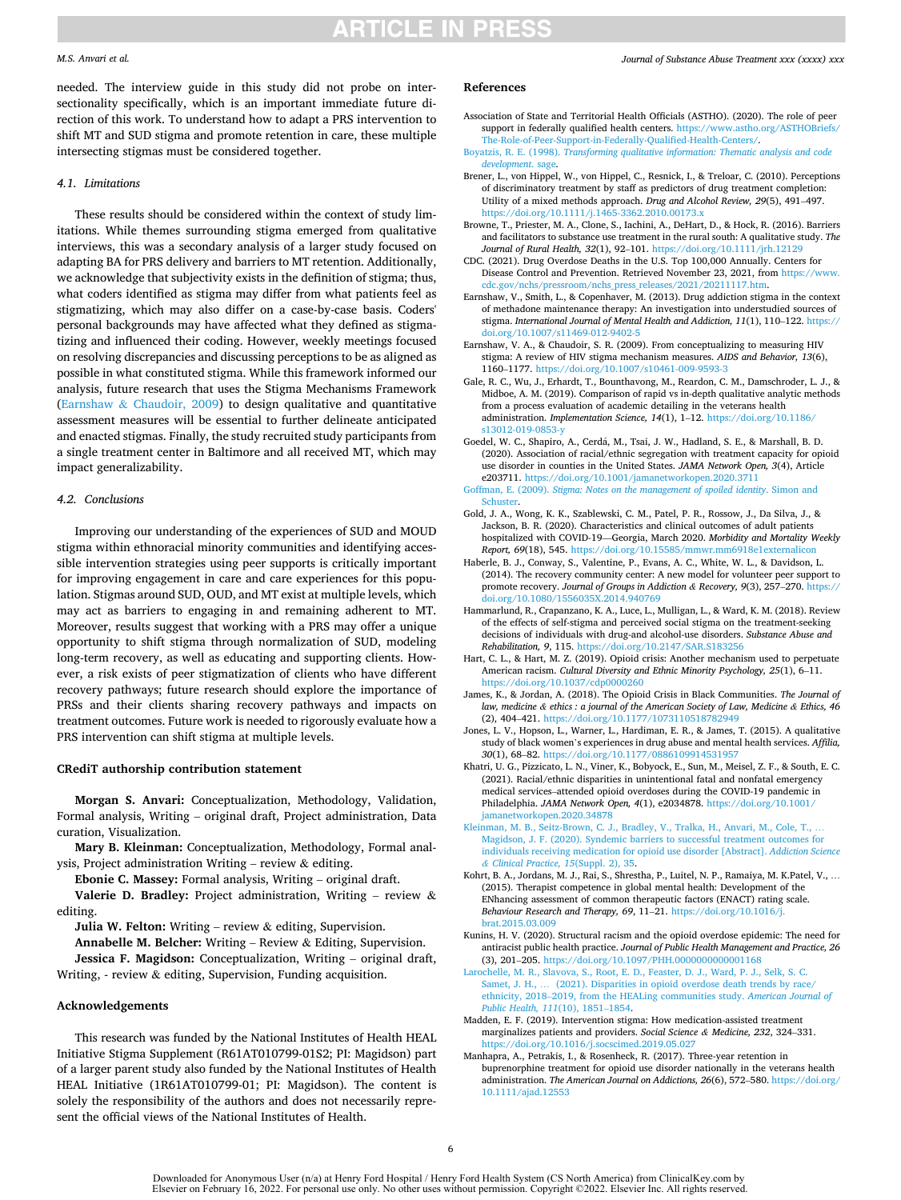needed. The interview guide in this study did not probe on intersectionality specifically, which is an important immediate future direction of this work. To understand how to adapt a PRS intervention to shift MT and SUD stigma and promote retention in care, these multiple intersecting stigmas must be considered together.

### 4.1. Limitations

These results should be considered within the context of study limitations. While themes surrounding stigma emerged from qualitative interviews, this was a secondary analysis of a larger study focused on adapting BA for PRS delivery and barriers to MT retention. Additionally, we acknowledge that subjectivity exists in the definition of stigma; thus, what coders identified as stigma may differ from what patients feel as stigmatizing, which may also differ on a case-by-case basis. Coders' personal backgrounds may have affected what they defined as stigmatizing and influenced their coding. However, weekly meetings focused on resolving discrepancies and discussing perceptions to be as aligned as possible in what constituted stigma. While this framework informed our analysis, future research that uses the Stigma Mechanisms Framework (Earnshaw & Chaudoir, 2009) to design qualitative and quantitative assessment measures will be essential to further delineate anticipated and enacted stigmas. Finally, the study recruited study participants from a single treatment center in Baltimore and all received MT, which may impact generalizability.

### 4.2. Conclusions

Improving our understanding of the experiences of SUD and MOUD stigma within ethnoracial minority communities and identifying accessible intervention strategies using peer supports is critically important for improving engagement in care and care experiences for this population. Stigmas around SUD, OUD, and MT exist at multiple levels, which may act as barriers to engaging in and remaining adherent to MT. Moreover, results suggest that working with a PRS may offer a unique opportunity to shift stigma through normalization of SUD, modeling long-term recovery, as well as educating and supporting clients. However, a risk exists of peer stigmatization of clients who have different recovery pathways; future research should explore the importance of PRSs and their clients sharing recovery pathways and impacts on treatment outcomes. Future work is needed to rigorously evaluate how a PRS intervention can shift stigma at multiple levels.

## CRediT authorship contribution statement

**Morgan S. Anvari:** Conceptualization, Methodology, Validation, Formal analysis, Writing – original draft, Project administration, Data curation, Visualization.

**Mary B. Kleinman:** Conceptualization, Methodology, Formal analysis, Project administration Writing – review & editing.

**Ebonie C. Massey:** Formal analysis, Writing – original draft.

**Valerie D. Bradley:** Project administration, Writing – review & editing.

**Julia W. Felton:** Writing – review & editing, Supervision.

**Annabelle M. Belcher:** Writing – Review & Editing, Supervision.

**Jessica F. Magidson:** Conceptualization, Writing – original draft, Writing, - review & editing, Supervision, Funding acquisition.

## Acknowledgements

This research was funded by the National Institutes of Health HEAL Initiative Stigma Supplement (R61AT010799-01S2; PI: Magidson) part of a larger parent study also funded by the National Institutes of Health HEAL Initiative (1R61AT010799-01; PI: Magidson). The content is solely the responsibility of the authors and does not necessarily represent the official views of the National Institutes of Health.

## References

Association of State and Territorial Health Officials (ASTHO). (2020). The role of peer support in federally qualified health centers. https://www.astho.org/ASTHOBriefs/The-Role-of-Peer-Support-in-Federally-Qualified-Health-Centers/.

Boyatzis, R. E. (1998). *Transforming qualitative information: Thematic analysis and code development.* sage.

Brener, L., von Hippel, W., von Hippel, C., Resnick, I., & Treloar, C. (2010). Perceptions of discriminatory treatment by staff as predictors of drug treatment completion: Utility of a mixed methods approach. *Drug and Alcohol Review, 29*(5), 491–497. https://doi.org/10.1111/j.1465-3362.2010.00173.x

Browne, T., Priester, M. A., Clone, S., Iachini, A., DeHart, D., & Hock, R. (2016). Barriers and facilitators to substance use treatment in the rural south: A qualitative study. *The Journal of Rural Health, 32*(1), 92–101. https://doi.org/10.1111/jrh.12129

CDC. (2021). Drug Overdose Deaths in the U.S. Top 100,000 Annually. Centers for Disease Control and Prevention. Retrieved November 23, 2021, from https://www.cdc.gov/nchs/pressroom/nchs_press_releases/2021/20211117.htm.

Earnshaw, V., Smith, L., & Copenhaver, M. (2013). Drug addiction stigma in the context of methadone maintenance therapy: An investigation into understudied sources of stigma. *International Journal of Mental Health and Addiction, 11*(1), 110–122. https://doi.org/10.1007/s11469-012-9402-5

Earnshaw, V. A., & Chaudoir, S. R. (2009). From conceptualizing to measuring HIV stigma: A review of HIV stigma mechanism measures. *AIDS and Behavior, 13*(6), 1160–1177. https://doi.org/10.1007/s10461-009-9593-3

Gale, R. C., Wu, J., Erhardt, T., Bounthavong, M., Reardon, C. M., Damschroder, L. J., & Midboe, A. M. (2019). Comparison of rapid vs in-depth qualitative analytic methods from a process evaluation of academic detailing in the veterans health administration. *Implementation Science, 14*(1), 1–12. https://doi.org/10.1186/s13012-019-0853-y

Goedel, W. C., Shapiro, A., Cerdá, M., Tsai, J. W., Hadland, S. E., & Marshall, B. D. (2020). Association of racial/ethnic segregation with treatment capacity for opioid use disorder in counties in the United States. *JAMA Network Open, 3*(4), Article e203711. https://doi.org/10.1001/jamanetworkopen.2020.3711

Goffman, E. (2009). *Stigma: Notes on the management of spoiled identity.* Simon and Schuster.

Gold, J. A., Wong, K. K., Szablewski, C. M., Patel, P. R., Rossow, J., Da Silva, J., & Jackson, B. R. (2020). Characteristics and clinical outcomes of adult patients hospitalized with COVID-19—Georgia, March 2020. *Morbidity and Mortality Weekly Report, 69*(18), 545. https://doi.org/10.15585/mmwr.mm6918e1externalicon

Haberle, B. J., Conway, S., Valentine, P., Evans, A. C., White, W. L., & Davidson, L. (2014). The recovery community center: A new model for volunteer peer support to promote recovery. *Journal of Groups in Addiction & Recovery, 9*(3), 257–270. https://doi.org/10.1080/1556035X.2014.940769

Hammarlund, R., Crapanzano, K. A., Luce, L., Mulligan, L., & Ward, K. M. (2018). Review of the effects of self-stigma and perceived social stigma on the treatment-seeking decisions of individuals with drug-and alcohol-use disorders. *Substance Abuse and Rehabilitation, 9*, 115. https://doi.org/10.2147/SAR.S183256

Hart, C. L., & Hart, M. Z. (2019). Opioid crisis: Another mechanism used to perpetuate American racism. *Cultural Diversity and Ethnic Minority Psychology, 25*(1), 6–11. https://doi.org/10.1037/cdp0000260

James, K., & Jordan, A. (2018). The Opioid Crisis in Black Communities. *The Journal of law, medicine & ethics : a journal of the American Society of Law, Medicine & Ethics, 46*(2), 404–421. https://doi.org/10.1177/1073110518782949

Jones, L. V., Hopson, L., Warner, L., Hardiman, E. R., & James, T. (2015). A qualitative study of black women's experiences in drug abuse and mental health services. *Affilia, 30*(1), 68–82. https://doi.org/10.1177/0886109914531957

Khatri, U. G., Pizzicato, L. N., Viner, K., Bobyock, E., Sun, M., Meisel, Z. F., & South, E. C. (2021). Racial/ethnic disparities in unintentional fatal and nonfatal emergency medical services–attended opioid overdoses during the COVID-19 pandemic in Philadelphia. *JAMA Network Open, 4*(1), e2034878. https://doi.org/10.1001/jamanetworkopen.2020.34878

Kleinman, M. B., Seitz-Brown, C. J., Bradley, V., Tralka, H., Anvari, M., Cole, T., … Magidson, J. F. (2020). Syndemic barriers to successful treatment outcomes for individuals receiving medication for opioid use disorder [Abstract]. *Addiction Science & Clinical Practice, 15*(Suppl. 2), 35.

Kohrt, B. A., Jordans, M. J., Rai, S., Shrestha, P., Luitel, N. P., Ramaiya, M. K.Patel, V., … (2015). Therapist competence in global mental health: Development of the ENhancing assessment of common therapeutic factors (ENACT) rating scale. *Behaviour Research and Therapy, 69*, 11–21. https://doi.org/10.1016/j.brat.2015.03.009

Kunins, H. V. (2020). Structural racism and the opioid overdose epidemic: The need for antiracist public health practice. *Journal of Public Health Management and Practice, 26*(3), 201–205. https://doi.org/10.1097/PHH.0000000000001168

Larochelle, M. R., Slavova, S., Root, E. D., Feaster, D. J., Ward, P. J., Selk, S. C. Samet, J. H., … (2021). Disparities in opioid overdose death trends by race/ethnicity, 2018–2019, from the HEALing communities study. *American Journal of Public Health, 111*(10), 1851–1854.

Madden, E. F. (2019). Intervention stigma: How medication-assisted treatment marginalizes patients and providers. *Social Science & Medicine, 232*, 324–331. https://doi.org/10.1016/j.socscimed.2019.05.027

Manhapra, A., Petrakis, I., & Rosenheck, R. (2017). Three-year retention in buprenorphine treatment for opioid use disorder nationally in the veterans health administration. *The American Journal on Addictions, 26*(6), 572–580. https://doi.org/10.1111/ajad.12553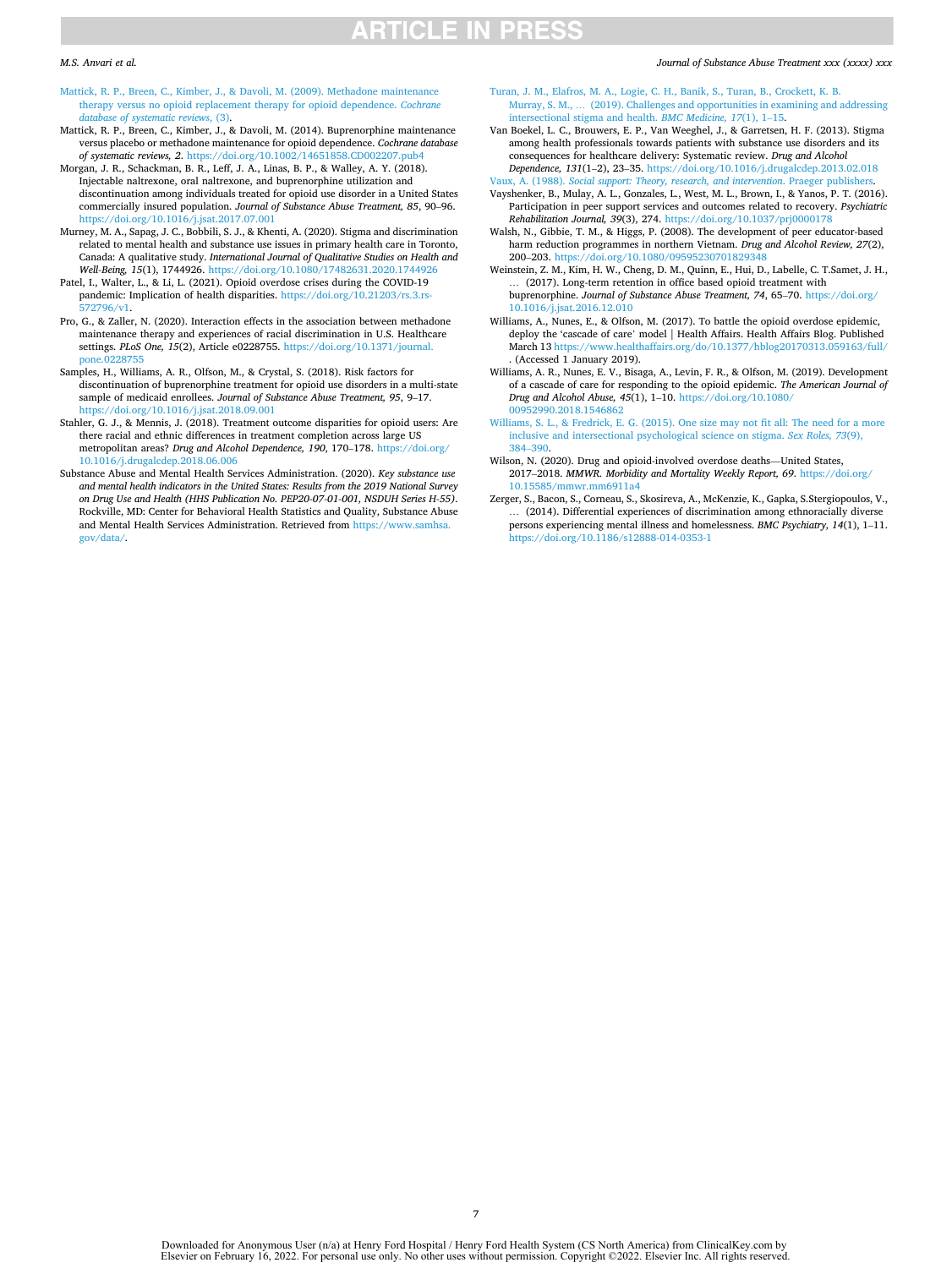Mattick, R. P., Breen, C., Kimber, J., & Davoli, M. (2009). Methadone maintenance therapy versus no opioid replacement therapy for opioid dependence. *Cochrane database of systematic reviews*, (3).

Mattick, R. P., Breen, C., Kimber, J., & Davoli, M. (2014). Buprenorphine maintenance versus placebo or methadone maintenance for opioid dependence. *Cochrane database of systematic reviews, 2.* https://doi.org/10.1002/14651858.CD002207.pub4

Morgan, J. R., Schackman, B. R., Leff, J. A., Linas, B. P., & Walley, A. Y. (2018). Injectable naltrexone, oral naltrexone, and buprenorphine utilization and discontinuation among individuals treated for opioid use disorder in a United States commercially insured population. *Journal of Substance Abuse Treatment, 85*, 90–96. https://doi.org/10.1016/j.jsat.2017.07.001

Murney, M. A., Sapag, J. C., Bobbili, S. J., & Khenti, A. (2020). Stigma and discrimination related to mental health and substance use issues in primary health care in Toronto, Canada: A qualitative study. *International Journal of Qualitative Studies on Health and Well-Being, 15*(1), 1744926. https://doi.org/10.1080/17482631.2020.1744926

Patel, I., Walter, L., & Li, L. (2021). Opioid overdose crises during the COVID-19 pandemic: Implication of health disparities. https://doi.org/10.21203/rs.3.rs-572796/v1.

Pro, G., & Zaller, N. (2020). Interaction effects in the association between methadone maintenance therapy and experiences of racial discrimination in U.S. Healthcare settings. *PLoS One, 15*(2), Article e0228755. https://doi.org/10.1371/journal.pone.0228755

Samples, H., Williams, A. R., Olfson, M., & Crystal, S. (2018). Risk factors for discontinuation of buprenorphine treatment for opioid use disorders in a multi-state sample of medicaid enrollees. *Journal of Substance Abuse Treatment, 95*, 9–17. https://doi.org/10.1016/j.jsat.2018.09.001

Stahler, G. J., & Mennis, J. (2018). Treatment outcome disparities for opioid users: Are there racial and ethnic differences in treatment completion across large US metropolitan areas? *Drug and Alcohol Dependence, 190*, 170–178. https://doi.org/10.1016/j.drugalcdep.2018.06.006

Substance Abuse and Mental Health Services Administration. (2020). *Key substance use and mental health indicators in the United States: Results from the 2019 National Survey on Drug Use and Health (HHS Publication No. PEP20-07-01-001, NSDUH Series H-55)*. Rockville, MD: Center for Behavioral Health Statistics and Quality, Substance Abuse and Mental Health Services Administration. Retrieved from https://www.samhsa.gov/data/.

Turan, J. M., Elafros, M. A., Logie, C. H., Banik, S., Turan, B., Crockett, K. B. Murray, S. M., … (2019). Challenges and opportunities in examining and addressing intersectional stigma and health. *BMC Medicine, 17*(1), 1–15.

Van Boekel, L. C., Brouwers, E. P., Van Weeghel, J., & Garretsen, H. F. (2013). Stigma among health professionals towards patients with substance use disorders and its consequences for healthcare delivery: Systematic review. *Drug and Alcohol Dependence, 131*(1–2), 23–35. https://doi.org/10.1016/j.drugalcdep.2013.02.018

Vaux, A. (1988). *Social support: Theory, research, and intervention.* Praeger publishers.

Vayshenker, B., Mulay, A. L., Gonzales, L., West, M. L., Brown, I., & Yanos, P. T. (2016). Participation in peer support services and outcomes related to recovery. *Psychiatric Rehabilitation Journal, 39*(3), 274. https://doi.org/10.1037/prj0000178

Walsh, N., Gibbie, T. M., & Higgs, P. (2008). The development of peer educator-based harm reduction programmes in northern Vietnam. *Drug and Alcohol Review, 27*(2), 200–203. https://doi.org/10.1080/09595230701829348

Weinstein, Z. M., Kim, H. W., Cheng, D. M., Quinn, E., Hui, D., Labelle, C. T.Samet, J. H., … (2017). Long-term retention in office based opioid treatment with buprenorphine. *Journal of Substance Abuse Treatment, 74*, 65–70. https://doi.org/10.1016/j.jsat.2016.12.010

Williams, A., Nunes, E., & Olfson, M. (2017). To battle the opioid overdose epidemic, deploy the 'cascade of care' model | Health Affairs. Health Affairs Blog. Published March 13 https://www.healthaffairs.org/do/10.1377/hblog20170313.059163/full/. (Accessed 1 January 2019).

Williams, A. R., Nunes, E. V., Bisaga, A., Levin, F. R., & Olfson, M. (2019). Development of a cascade of care for responding to the opioid epidemic. *The American Journal of Drug and Alcohol Abuse, 45*(1), 1–10. https://doi.org/10.1080/00952990.2018.1546862

Williams, S. L., & Fredrick, E. G. (2015). One size may not fit all: The need for a more inclusive and intersectional psychological science on stigma. *Sex Roles, 73*(9), 384–390.

Wilson, N. (2020). Drug and opioid-involved overdose deaths—United States, 2017–2018. *MMWR. Morbidity and Mortality Weekly Report, 69*. https://doi.org/10.15585/mmwr.mm6911a4

Zerger, S., Bacon, S., Corneau, S., Skosireva, A., McKenzie, K., Gapka, S.Stergiopoulos, V., … (2014). Differential experiences of discrimination among ethnoracially diverse persons experiencing mental illness and homelessness. *BMC Psychiatry, 14*(1), 1–11. https://doi.org/10.1186/s12888-014-0353-1